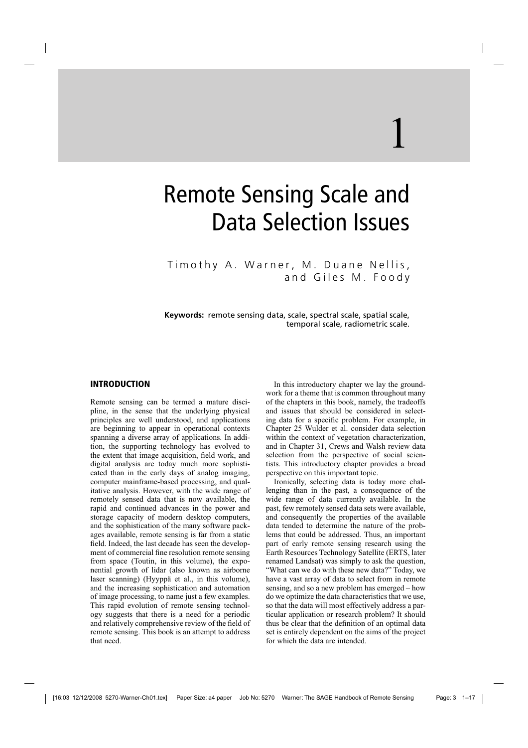# 1

# Remote Sensing Scale and Data Selection Issues

Timothy A. Warner, M. Duane Nellis, and Giles M. Foody

**Keywords:** remote sensing data, scale, spectral scale, spatial scale, temporal scale, radiometric scale.

## INTRODUCTION

Remote sensing can be termed a mature discipline, in the sense that the underlying physical principles are well understood, and applications are beginning to appear in operational contexts spanning a diverse array of applications. In addition, the supporting technology has evolved to the extent that image acquisition, field work, and digital analysis are today much more sophisticated than in the early days of analog imaging, computer mainframe-based processing, and qualitative analysis. However, with the wide range of remotely sensed data that is now available, the rapid and continued advances in the power and storage capacity of modern desktop computers, and the sophistication of the many software packages available, remote sensing is far from a static field. Indeed, the last decade has seen the development of commercial fine resolution remote sensing from space (Toutin, in this volume), the exponential growth of lidar (also known as airborne laser scanning) (Hyyppä et al., in this volume), and the increasing sophistication and automation of image processing, to name just a few examples. This rapid evolution of remote sensing technology suggests that there is a need for a periodic and relatively comprehensive review of the field of remote sensing. This book is an attempt to address that need.

In this introductory chapter we lay the groundwork for a theme that is common throughout many of the chapters in this book, namely, the tradeoffs and issues that should be considered in selecting data for a specific problem. For example, in Chapter 25 Wulder et al. consider data selection within the context of vegetation characterization, and in Chapter 31, Crews and Walsh review data selection from the perspective of social scientists. This introductory chapter provides a broad perspective on this important topic.

Ironically, selecting data is today more challenging than in the past, a consequence of the wide range of data currently available. In the past, few remotely sensed data sets were available, and consequently the properties of the available data tended to determine the nature of the problems that could be addressed. Thus, an important part of early remote sensing research using the Earth Resources Technology Satellite (ERTS, later renamed Landsat) was simply to ask the question, "What can we do with these new data?" Today, we have a vast array of data to select from in remote sensing, and so a new problem has emerged – how do we optimize the data characteristics that we use, so that the data will most effectively address a particular application or research problem? It should thus be clear that the definition of an optimal data set is entirely dependent on the aims of the project for which the data are intended.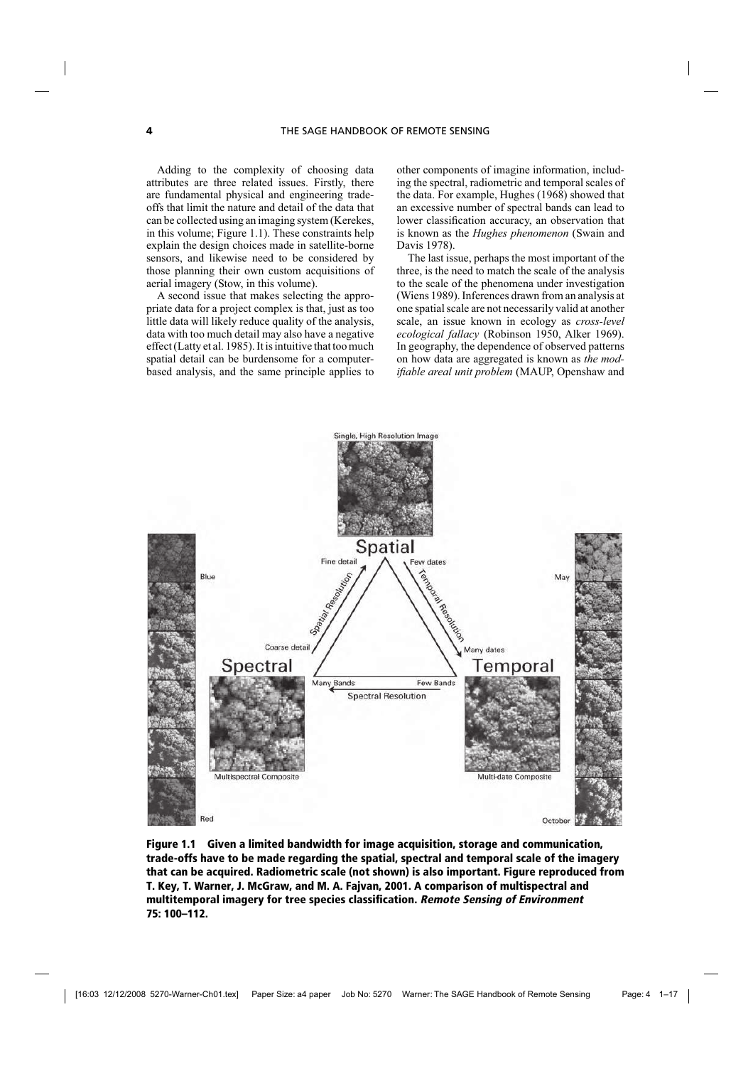Adding to the complexity of choosing data attributes are three related issues. Firstly, there are fundamental physical and engineering trade-offs that limit the nature and detail of the data that can be collected using an imaging system (Kerekes, in this volume; Figure 1.1). These constraints help explain the design choices made in satellite-borne sensors, and likewise need to be considered by those planning their own custom acquisitions of aerial imagery (Stow, in this volume).

A second issue that makes selecting the appropriate data for a project complex is that, just as too little data will likely reduce quality of the analysis, data with too much detail may also have a negative effect (Latty et al. 1985). It is intuitive that too much spatial detail can be burdensome for a computer-based analysis, and the same principle applies to other components of imagine information, including the spectral, radiometric and temporal scales of the data. For example, Hughes (1968) showed that an excessive number of spectral bands can lead to lower classification accuracy, an observation that is known as the *Hughes phenomenon* (Swain and Davis 1978).

The last issue, perhaps the most important of the three, is the need to match the scale of the analysis to the scale of the phenomena under investigation (Wiens 1989). Inferences drawn from an analysis at one spatial scale are not necessarily valid at another scale, an issue known in ecology as *cross-level ecological fallacy* (Robinson 1950, Alker 1969). In geography, the dependence of observed patterns on how data are aggregated is known as *the modifiable areal unit problem* (MAUP, Openshaw and

**Figure 1.1 Given a limited bandwidth for image acquisition, storage and communication, trade-offs have to be made regarding the spatial, spectral and temporal scale of the imagery that can be acquired. Radiometric scale (not shown) is also important. Figure reproduced from T. Key, T. Warner, J. McGraw, and M. A. Fajvan, 2001. A comparison of multispectral and multitemporal imagery for tree species classification. *Remote Sensing of Environment* 75: 100–112.**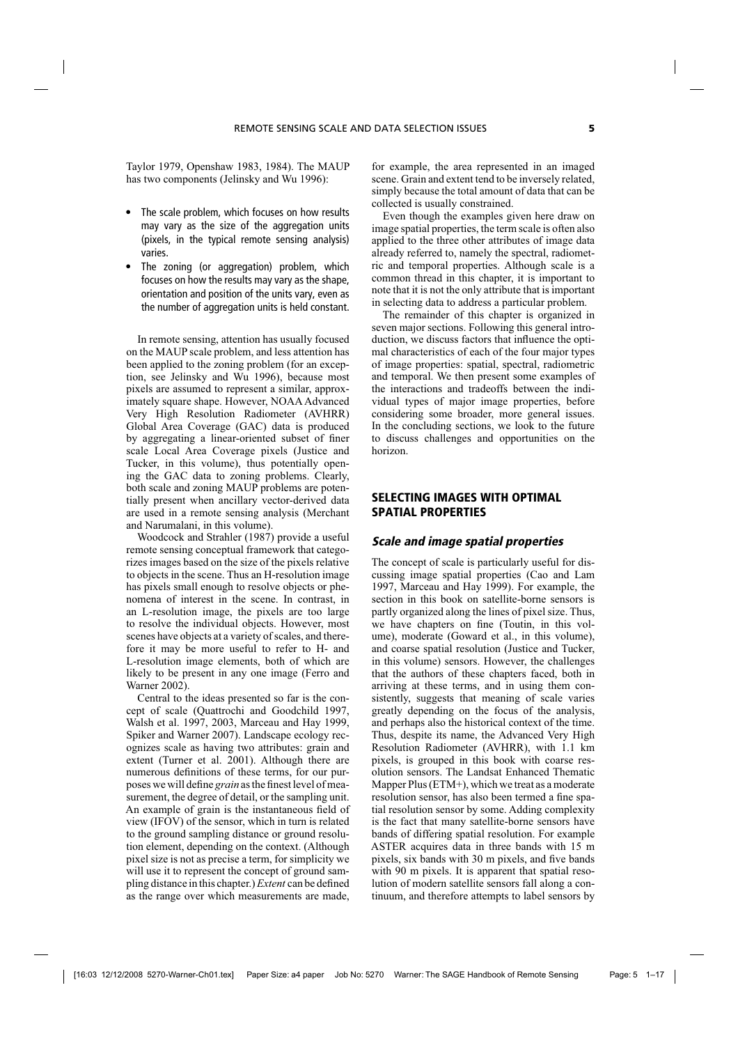Taylor 1979, Openshaw 1983, 1984). The MAUP has two components (Jelinsky and Wu 1996):

- The scale problem, which focuses on how results may vary as the size of the aggregation units (pixels, in the typical remote sensing analysis) varies.
- The zoning (or aggregation) problem, which focuses on how the results may vary as the shape, orientation and position of the units vary, even as the number of aggregation units is held constant.

In remote sensing, attention has usually focused on the MAUP scale problem, and less attention has been applied to the zoning problem (for an exception, see Jelinsky and Wu 1996), because most pixels are assumed to represent a similar, approximately square shape. However, NOAA Advanced Very High Resolution Radiometer (AVHRR) Global Area Coverage (GAC) data is produced by aggregating a linear-oriented subset of finer scale Local Area Coverage pixels (Justice and Tucker, in this volume), thus potentially opening the GAC data to zoning problems. Clearly, both scale and zoning MAUP problems are potentially present when ancillary vector-derived data are used in a remote sensing analysis (Merchant and Narumalani, in this volume).

Woodcock and Strahler (1987) provide a useful remote sensing conceptual framework that categorizes images based on the size of the pixels relative to objects in the scene. Thus an H-resolution image has pixels small enough to resolve objects or phenomena of interest in the scene. In contrast, in an L-resolution image, the pixels are too large to resolve the individual objects. However, most scenes have objects at a variety of scales, and therefore it may be more useful to refer to H- and L-resolution image elements, both of which are likely to be present in any one image (Ferro and Warner 2002).

Central to the ideas presented so far is the concept of scale (Quattrochi and Goodchild 1997, Walsh et al. 1997, 2003, Marceau and Hay 1999, Spiker and Warner 2007). Landscape ecology recognizes scale as having two attributes: grain and extent (Turner et al. 2001). Although there are numerous definitions of these terms, for our purposes we will define *grain* as the finest level of measurement, the degree of detail, or the sampling unit. An example of grain is the instantaneous field of view (IFOV) of the sensor, which in turn is related to the ground sampling distance or ground resolution element, depending on the context. (Although pixel size is not as precise a term, for simplicity we will use it to represent the concept of ground sampling distance in this chapter.) *Extent* can be defined as the range over which measurements are made, for example, the area represented in an imaged scene. Grain and extent tend to be inversely related, simply because the total amount of data that can be collected is usually constrained.

Even though the examples given here draw on image spatial properties, the term scale is often also applied to the three other attributes of image data already referred to, namely the spectral, radiometric and temporal properties. Although scale is a common thread in this chapter, it is important to note that it is not the only attribute that is important in selecting data to address a particular problem.

The remainder of this chapter is organized in seven major sections. Following this general introduction, we discuss factors that influence the optimal characteristics of each of the four major types of image properties: spatial, spectral, radiometric and temporal. We then present some examples of the interactions and tradeoffs between the individual types of major image properties, before considering some broader, more general issues. In the concluding sections, we look to the future to discuss challenges and opportunities on the horizon.

## SELECTING IMAGES WITH OPTIMAL SPATIAL PROPERTIES

### *Scale and image spatial properties*

The concept of scale is particularly useful for discussing image spatial properties (Cao and Lam 1997, Marceau and Hay 1999). For example, the section in this book on satellite-borne sensors is partly organized along the lines of pixel size. Thus, we have chapters on fine (Toutin, in this volume), moderate (Goward et al., in this volume), and coarse spatial resolution (Justice and Tucker, in this volume) sensors. However, the challenges that the authors of these chapters faced, both in arriving at these terms, and in using them consistently, suggests that meaning of scale varies greatly depending on the focus of the analysis, and perhaps also the historical context of the time. Thus, despite its name, the Advanced Very High Resolution Radiometer (AVHRR), with 1.1 km pixels, is grouped in this book with coarse resolution sensors. The Landsat Enhanced Thematic Mapper Plus (ETM+), which we treat as a moderate resolution sensor, has also been termed a fine spatial resolution sensor by some. Adding complexity is the fact that many satellite-borne sensors have bands of differing spatial resolution. For example ASTER acquires data in three bands with 15 m pixels, six bands with 30 m pixels, and five bands with 90 m pixels. It is apparent that spatial resolution of modern satellite sensors fall along a continuum, and therefore attempts to label sensors by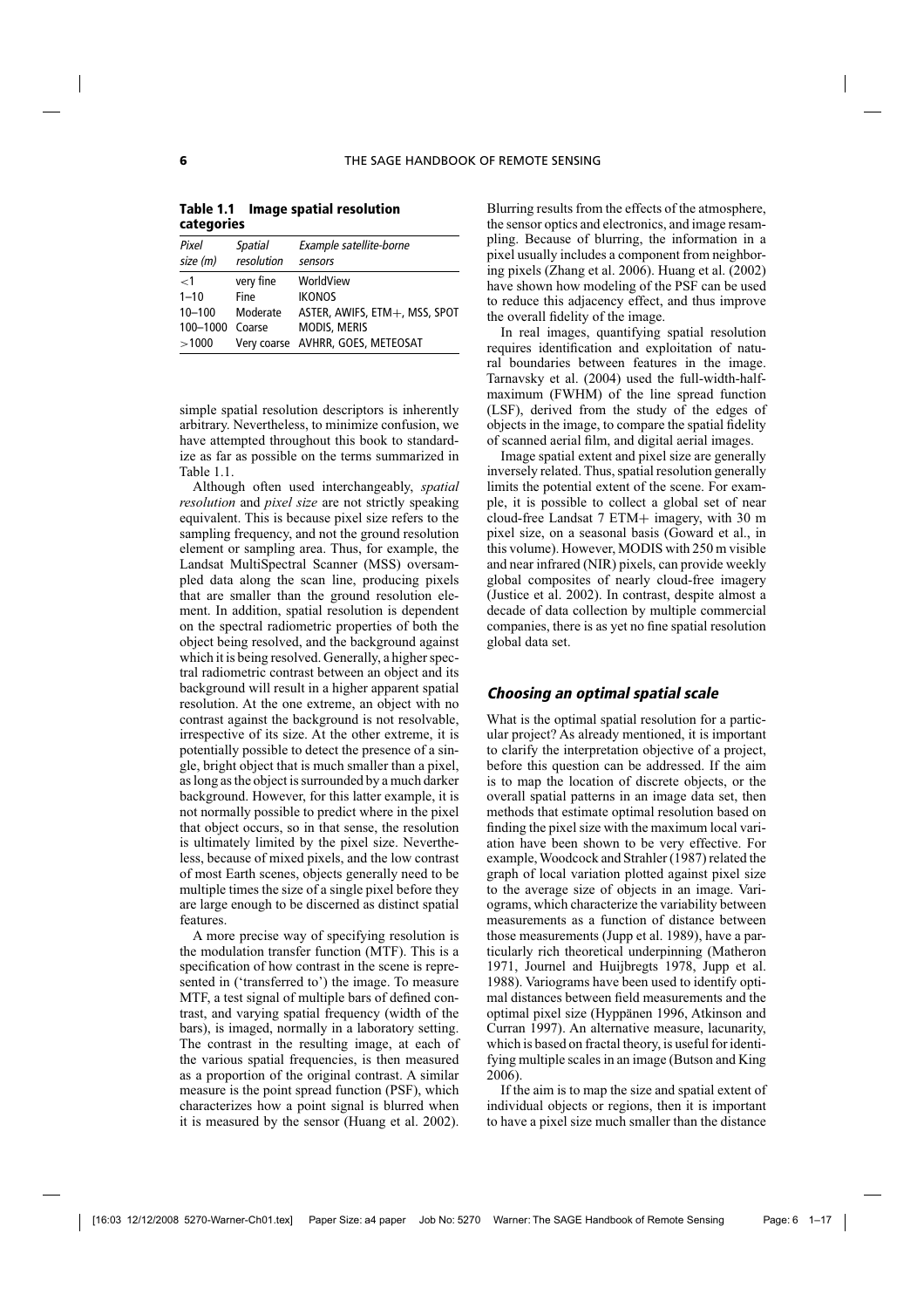**Table 1.1 Image spatial resolution categories**

| *Pixel size (m)* | *Spatial resolution* | *Example satellite-borne sensors* |
|---|---|---|
| <1 | very fine | WorldView |
| 1–10 | Fine | IKONOS |
| 10–100 | Moderate | ASTER, AWIFS, ETM+, MSS, SPOT |
| 100–1000 | Coarse | MODIS, MERIS |
| >1000 | Very coarse | AVHRR, GOES, METEOSAT |

simple spatial resolution descriptors is inherently arbitrary. Nevertheless, to minimize confusion, we have attempted throughout this book to standardize as far as possible on the terms summarized in Table 1.1.

Although often used interchangeably, *spatial resolution* and *pixel size* are not strictly speaking equivalent. This is because pixel size refers to the sampling frequency, and not the ground resolution element or sampling area. Thus, for example, the Landsat MultiSpectral Scanner (MSS) oversampled data along the scan line, producing pixels that are smaller than the ground resolution element. In addition, spatial resolution is dependent on the spectral radiometric properties of both the object being resolved, and the background against which it is being resolved. Generally, a higher spectral radiometric contrast between an object and its background will result in a higher apparent spatial resolution. At the one extreme, an object with no contrast against the background is not resolvable, irrespective of its size. At the other extreme, it is potentially possible to detect the presence of a single, bright object that is much smaller than a pixel, as long as the object is surrounded by a much darker background. However, for this latter example, it is not normally possible to predict where in the pixel that object occurs, so in that sense, the resolution is ultimately limited by the pixel size. Nevertheless, because of mixed pixels, and the low contrast of most Earth scenes, objects generally need to be multiple times the size of a single pixel before they are large enough to be discerned as distinct spatial features.

A more precise way of specifying resolution is the modulation transfer function (MTF). This is a specification of how contrast in the scene is represented in ('transferred to') the image. To measure MTF, a test signal of multiple bars of defined contrast, and varying spatial frequency (width of the bars), is imaged, normally in a laboratory setting. The contrast in the resulting image, at each of the various spatial frequencies, is then measured as a proportion of the original contrast. A similar measure is the point spread function (PSF), which characterizes how a point signal is blurred when it is measured by the sensor (Huang et al. 2002). Blurring results from the effects of the atmosphere, the sensor optics and electronics, and image resampling. Because of blurring, the information in a pixel usually includes a component from neighboring pixels (Zhang et al. 2006). Huang et al. (2002) have shown how modeling of the PSF can be used to reduce this adjacency effect, and thus improve the overall fidelity of the image.

In real images, quantifying spatial resolution requires identification and exploitation of natural boundaries between features in the image. Tarnavsky et al. (2004) used the full-width-half-maximum (FWHM) of the line spread function (LSF), derived from the study of the edges of objects in the image, to compare the spatial fidelity of scanned aerial film, and digital aerial images.

Image spatial extent and pixel size are generally inversely related. Thus, spatial resolution generally limits the potential extent of the scene. For example, it is possible to collect a global set of near cloud-free Landsat 7 ETM+ imagery, with 30 m pixel size, on a seasonal basis (Goward et al., in this volume). However, MODIS with 250 m visible and near infrared (NIR) pixels, can provide weekly global composites of nearly cloud-free imagery (Justice et al. 2002). In contrast, despite almost a decade of data collection by multiple commercial companies, there is as yet no fine spatial resolution global data set.

## *Choosing an optimal spatial scale*

What is the optimal spatial resolution for a particular project? As already mentioned, it is important to clarify the interpretation objective of a project, before this question can be addressed. If the aim is to map the location of discrete objects, or the overall spatial patterns in an image data set, then methods that estimate optimal resolution based on finding the pixel size with the maximum local variation have been shown to be very effective. For example, Woodcock and Strahler (1987) related the graph of local variation plotted against pixel size to the average size of objects in an image. Variograms, which characterize the variability between measurements as a function of distance between those measurements (Jupp et al. 1989), have a particularly rich theoretical underpinning (Matheron 1971, Journel and Huijbregts 1978, Jupp et al. 1988). Variograms have been used to identify optimal distances between field measurements and the optimal pixel size (Hyppänen 1996, Atkinson and Curran 1997). An alternative measure, lacunarity, which is based on fractal theory, is useful for identifying multiple scales in an image (Butson and King 2006).

If the aim is to map the size and spatial extent of individual objects or regions, then it is important to have a pixel size much smaller than the distance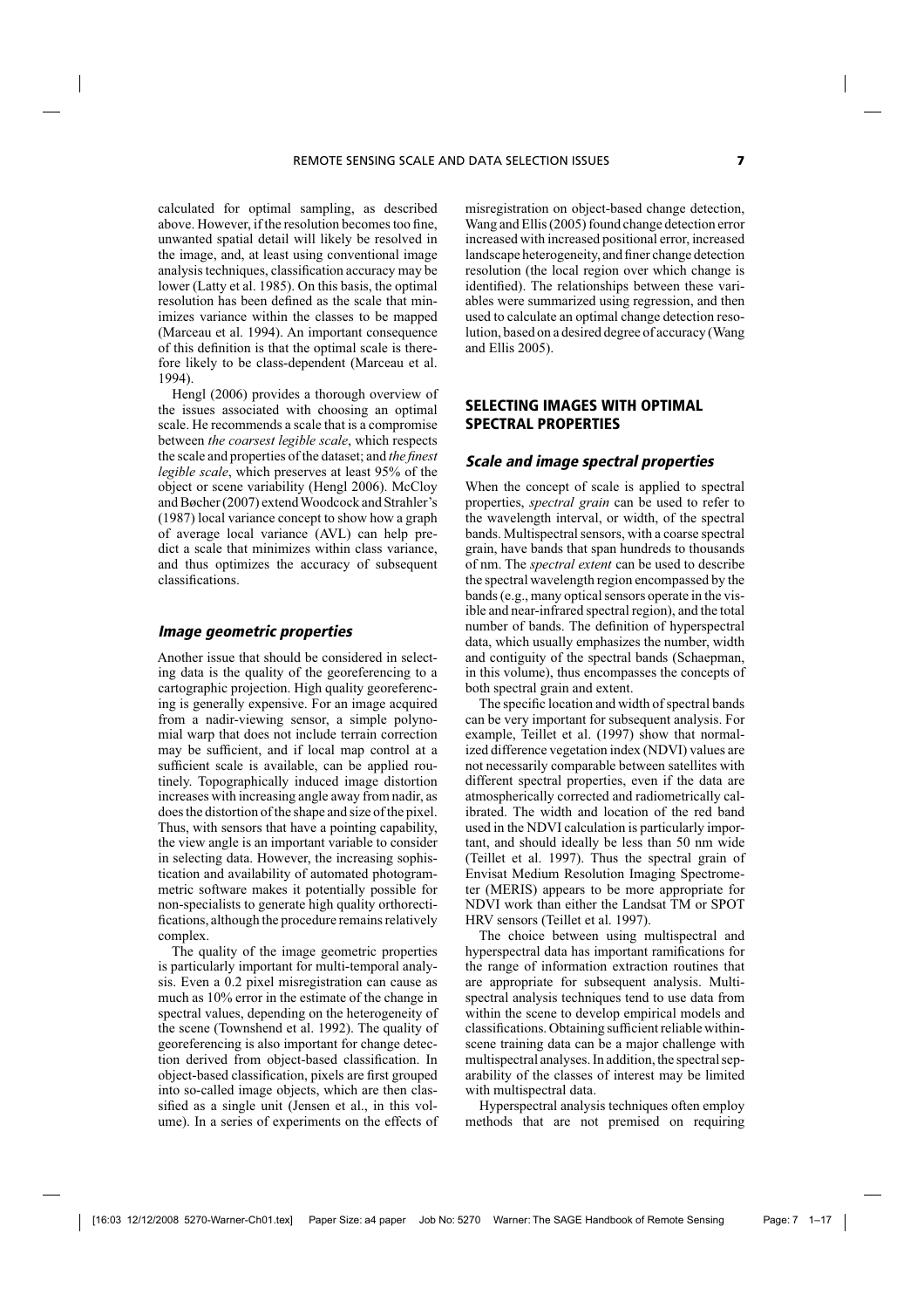calculated for optimal sampling, as described above. However, if the resolution becomes too fine, unwanted spatial detail will likely be resolved in the image, and, at least using conventional image analysis techniques, classification accuracy may be lower (Latty et al. 1985). On this basis, the optimal resolution has been defined as the scale that minimizes variance within the classes to be mapped (Marceau et al. 1994). An important consequence of this definition is that the optimal scale is therefore likely to be class-dependent (Marceau et al. 1994).

Hengl (2006) provides a thorough overview of the issues associated with choosing an optimal scale. He recommends a scale that is a compromise between *the coarsest legible scale*, which respects the scale and properties of the dataset; and *the finest legible scale*, which preserves at least 95% of the object or scene variability (Hengl 2006). McCloy and Bøcher (2007) extend Woodcock and Strahler's (1987) local variance concept to show how a graph of average local variance (AVL) can help predict a scale that minimizes within class variance, and thus optimizes the accuracy of subsequent classifications.

### Image geometric properties

Another issue that should be considered in selecting data is the quality of the georeferencing to a cartographic projection. High quality georeferencing is generally expensive. For an image acquired from a nadir-viewing sensor, a simple polynomial warp that does not include terrain correction may be sufficient, and if local map control at a sufficient scale is available, can be applied routinely. Topographically induced image distortion increases with increasing angle away from nadir, as does the distortion of the shape and size of the pixel. Thus, with sensors that have a pointing capability, the view angle is an important variable to consider in selecting data. However, the increasing sophistication and availability of automated photogrammetric software makes it potentially possible for non-specialists to generate high quality orthorectifications, although the procedure remains relatively complex.

The quality of the image geometric properties is particularly important for multi-temporal analysis. Even a 0.2 pixel misregistration can cause as much as 10% error in the estimate of the change in spectral values, depending on the heterogeneity of the scene (Townshend et al. 1992). The quality of georeferencing is also important for change detection derived from object-based classification. In object-based classification, pixels are first grouped into so-called image objects, which are then classified as a single unit (Jensen et al., in this volume). In a series of experiments on the effects of misregistration on object-based change detection, Wang and Ellis (2005) found change detection error increased with increased positional error, increased landscape heterogeneity, and finer change detection resolution (the local region over which change is identified). The relationships between these variables were summarized using regression, and then used to calculate an optimal change detection resolution, based on a desired degree of accuracy (Wang and Ellis 2005).

## SELECTING IMAGES WITH OPTIMAL SPECTRAL PROPERTIES

### Scale and image spectral properties

When the concept of scale is applied to spectral properties, *spectral grain* can be used to refer to the wavelength interval, or width, of the spectral bands. Multispectral sensors, with a coarse spectral grain, have bands that span hundreds to thousands of nm. The *spectral extent* can be used to describe the spectral wavelength region encompassed by the bands (e.g., many optical sensors operate in the visible and near-infrared spectral region), and the total number of bands. The definition of hyperspectral data, which usually emphasizes the number, width and contiguity of the spectral bands (Schaepman, in this volume), thus encompasses the concepts of both spectral grain and extent.

The specific location and width of spectral bands can be very important for subsequent analysis. For example, Teillet et al. (1997) show that normalized difference vegetation index (NDVI) values are not necessarily comparable between satellites with different spectral properties, even if the data are atmospherically corrected and radiometrically calibrated. The width and location of the red band used in the NDVI calculation is particularly important, and should ideally be less than 50 nm wide (Teillet et al. 1997). Thus the spectral grain of Envisat Medium Resolution Imaging Spectrometer (MERIS) appears to be more appropriate for NDVI work than either the Landsat TM or SPOT HRV sensors (Teillet et al. 1997).

The choice between using multispectral and hyperspectral data has important ramifications for the range of information extraction routines that are appropriate for subsequent analysis. Multispectral analysis techniques tend to use data from within the scene to develop empirical models and classifications. Obtaining sufficient reliable within-scene training data can be a major challenge with multispectral analyses. In addition, the spectral separability of the classes of interest may be limited with multispectral data.

Hyperspectral analysis techniques often employ methods that are not premised on requiring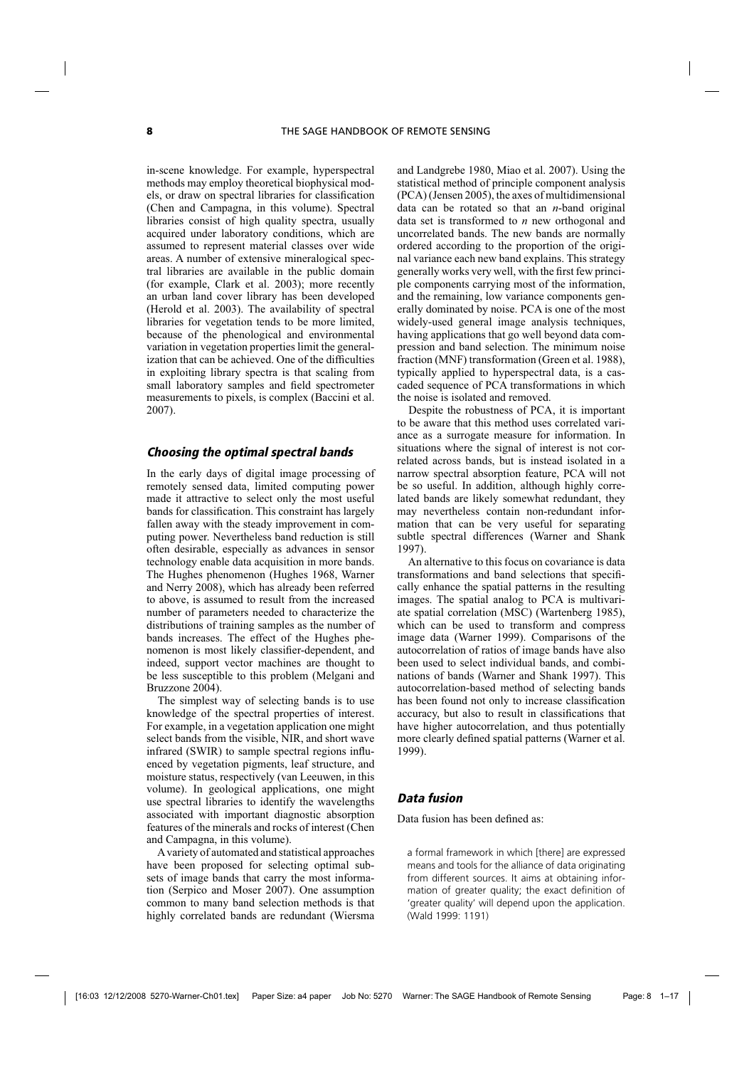in-scene knowledge. For example, hyperspectral methods may employ theoretical biophysical models, or draw on spectral libraries for classification (Chen and Campagna, in this volume). Spectral libraries consist of high quality spectra, usually acquired under laboratory conditions, which are assumed to represent material classes over wide areas. A number of extensive mineralogical spectral libraries are available in the public domain (for example, Clark et al. 2003); more recently an urban land cover library has been developed (Herold et al. 2003). The availability of spectral libraries for vegetation tends to be more limited, because of the phenological and environmental variation in vegetation properties limit the generalization that can be achieved. One of the difficulties in exploiting library spectra is that scaling from small laboratory samples and field spectrometer measurements to pixels, is complex (Baccini et al. 2007).

### *Choosing the optimal spectral bands*

In the early days of digital image processing of remotely sensed data, limited computing power made it attractive to select only the most useful bands for classification. This constraint has largely fallen away with the steady improvement in computing power. Nevertheless band reduction is still often desirable, especially as advances in sensor technology enable data acquisition in more bands. The Hughes phenomenon (Hughes 1968, Warner and Nerry 2008), which has already been referred to above, is assumed to result from the increased number of parameters needed to characterize the distributions of training samples as the number of bands increases. The effect of the Hughes phenomenon is most likely classifier-dependent, and indeed, support vector machines are thought to be less susceptible to this problem (Melgani and Bruzzone 2004).

The simplest way of selecting bands is to use knowledge of the spectral properties of interest. For example, in a vegetation application one might select bands from the visible, NIR, and short wave infrared (SWIR) to sample spectral regions influenced by vegetation pigments, leaf structure, and moisture status, respectively (van Leeuwen, in this volume). In geological applications, one might use spectral libraries to identify the wavelengths associated with important diagnostic absorption features of the minerals and rocks of interest (Chen and Campagna, in this volume).

A variety of automated and statistical approaches have been proposed for selecting optimal subsets of image bands that carry the most information (Serpico and Moser 2007). One assumption common to many band selection methods is that highly correlated bands are redundant (Wiersma and Landgrebe 1980, Miao et al. 2007). Using the statistical method of principle component analysis (PCA) (Jensen 2005), the axes of multidimensional data can be rotated so that an *n*-band original data set is transformed to *n* new orthogonal and uncorrelated bands. The new bands are normally ordered according to the proportion of the original variance each new band explains. This strategy generally works very well, with the first few principle components carrying most of the information, and the remaining, low variance components generally dominated by noise. PCA is one of the most widely-used general image analysis techniques, having applications that go well beyond data compression and band selection. The minimum noise fraction (MNF) transformation (Green et al. 1988), typically applied to hyperspectral data, is a cascaded sequence of PCA transformations in which the noise is isolated and removed.

Despite the robustness of PCA, it is important to be aware that this method uses correlated variance as a surrogate measure for information. In situations where the signal of interest is not correlated across bands, but is instead isolated in a narrow spectral absorption feature, PCA will not be so useful. In addition, although highly correlated bands are likely somewhat redundant, they may nevertheless contain non-redundant information that can be very useful for separating subtle spectral differences (Warner and Shank 1997).

An alternative to this focus on covariance is data transformations and band selections that specifically enhance the spatial patterns in the resulting images. The spatial analog to PCA is multivariate spatial correlation (MSC) (Wartenberg 1985), which can be used to transform and compress image data (Warner 1999). Comparisons of the autocorrelation of ratios of image bands have also been used to select individual bands, and combinations of bands (Warner and Shank 1997). This autocorrelation-based method of selecting bands has been found not only to increase classification accuracy, but also to result in classifications that have higher autocorrelation, and thus potentially more clearly defined spatial patterns (Warner et al. 1999).

### *Data fusion*

Data fusion has been defined as:

> a formal framework in which [there] are expressed means and tools for the alliance of data originating from different sources. It aims at obtaining information of greater quality; the exact definition of 'greater quality' will depend upon the application. (Wald 1999: 1191)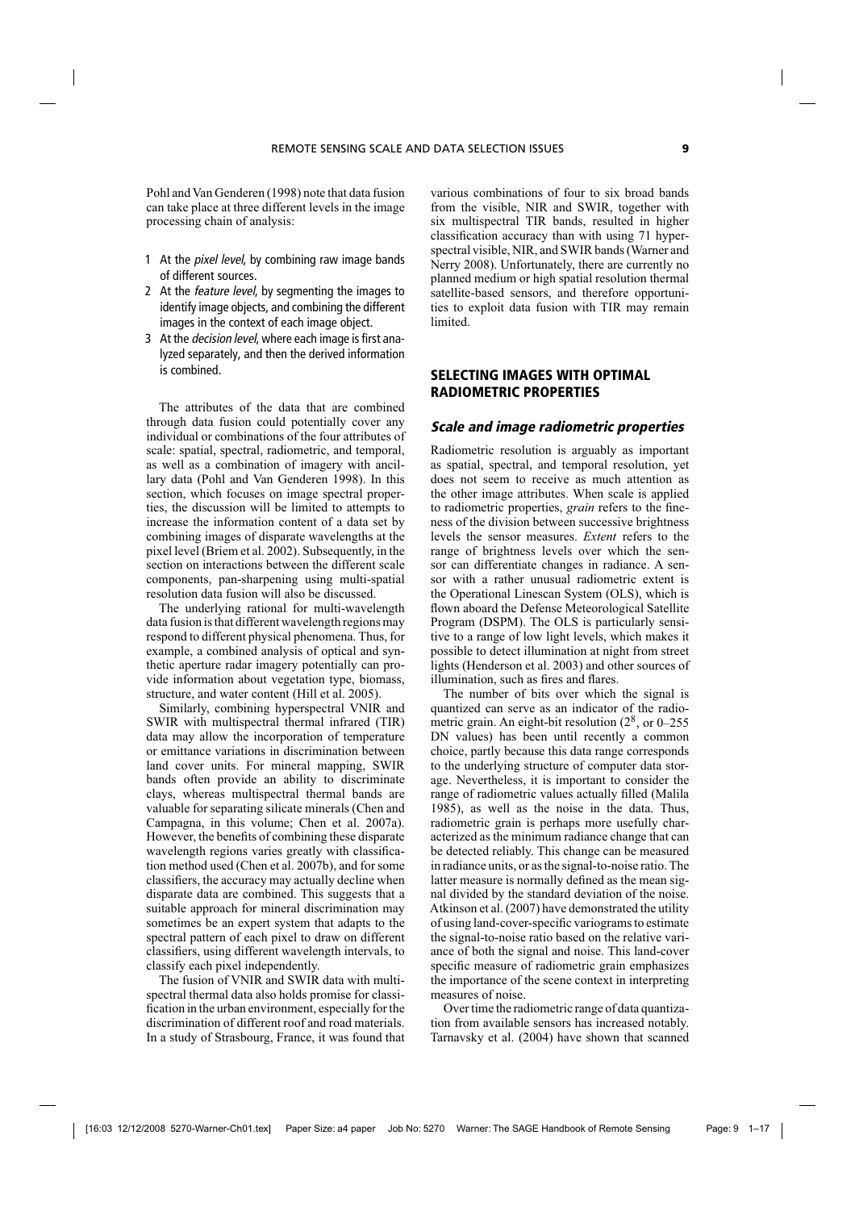Pohl and Van Genderen (1998) note that data fusion can take place at three different levels in the image processing chain of analysis:

1. At the *pixel level*, by combining raw image bands of different sources.
2. At the *feature level*, by segmenting the images to identify image objects, and combining the different images in the context of each image object.
3. At the *decision level*, where each image is first analyzed separately, and then the derived information is combined.

The attributes of the data that are combined through data fusion could potentially cover any individual or combinations of the four attributes of scale: spatial, spectral, radiometric, and temporal, as well as a combination of imagery with ancillary data (Pohl and Van Genderen 1998). In this section, which focuses on image spectral properties, the discussion will be limited to attempts to increase the information content of a data set by combining images of disparate wavelengths at the pixel level (Briem et al. 2002). Subsequently, in the section on interactions between the different scale components, pan-sharpening using multi-spatial resolution data fusion will also be discussed.

The underlying rational for multi-wavelength data fusion is that different wavelength regions may respond to different physical phenomena. Thus, for example, a combined analysis of optical and synthetic aperture radar imagery potentially can provide information about vegetation type, biomass, structure, and water content (Hill et al. 2005).

Similarly, combining hyperspectral VNIR and SWIR with multispectral thermal infrared (TIR) data may allow the incorporation of temperature or emittance variations in discrimination between land cover units. For mineral mapping, SWIR bands often provide an ability to discriminate clays, whereas multispectral thermal bands are valuable for separating silicate minerals (Chen and Campagna, in this volume; Chen et al. 2007a). However, the benefits of combining these disparate wavelength regions varies greatly with classification method used (Chen et al. 2007b), and for some classifiers, the accuracy may actually decline when disparate data are combined. This suggests that a suitable approach for mineral discrimination may sometimes be an expert system that adapts to the spectral pattern of each pixel to draw on different classifiers, using different wavelength intervals, to classify each pixel independently.

The fusion of VNIR and SWIR data with multispectral thermal data also holds promise for classification in the urban environment, especially for the discrimination of different roof and road materials. In a study of Strasbourg, France, it was found that various combinations of four to six broad bands from the visible, NIR and SWIR, together with six multispectral TIR bands, resulted in higher classification accuracy than with using 71 hyperspectral visible, NIR, and SWIR bands (Warner and Nerry 2008). Unfortunately, there are currently no planned medium or high spatial resolution thermal satellite-based sensors, and therefore opportunities to exploit data fusion with TIR may remain limited.

## SELECTING IMAGES WITH OPTIMAL RADIOMETRIC PROPERTIES

### Scale and image radiometric properties

Radiometric resolution is arguably as important as spatial, spectral, and temporal resolution, yet does not seem to receive as much attention as the other image attributes. When scale is applied to radiometric properties, *grain* refers to the fineness of the division between successive brightness levels the sensor measures. *Extent* refers to the range of brightness levels over which the sensor can differentiate changes in radiance. A sensor with a rather unusual radiometric extent is the Operational Linescan System (OLS), which is flown aboard the Defense Meteorological Satellite Program (DSPM). The OLS is particularly sensitive to a range of low light levels, which makes it possible to detect illumination at night from street lights (Henderson et al. 2003) and other sources of illumination, such as fires and flares.

The number of bits over which the signal is quantized can serve as an indicator of the radiometric grain. An eight-bit resolution ($2^8$, or 0–255 DN values) has been until recently a common choice, partly because this data range corresponds to the underlying structure of computer data storage. Nevertheless, it is important to consider the range of radiometric values actually filled (Malila 1985), as well as the noise in the data. Thus, radiometric grain is perhaps more usefully characterized as the minimum radiance change that can be detected reliably. This change can be measured in radiance units, or as the signal-to-noise ratio. The latter measure is normally defined as the mean signal divided by the standard deviation of the noise. Atkinson et al. (2007) have demonstrated the utility of using land-cover-specific variograms to estimate the signal-to-noise ratio based on the relative variance of both the signal and noise. This land-cover specific measure of radiometric grain emphasizes the importance of the scene context in interpreting measures of noise.

Over time the radiometric range of data quantization from available sensors has increased notably. Tarnavsky et al. (2004) have shown that scanned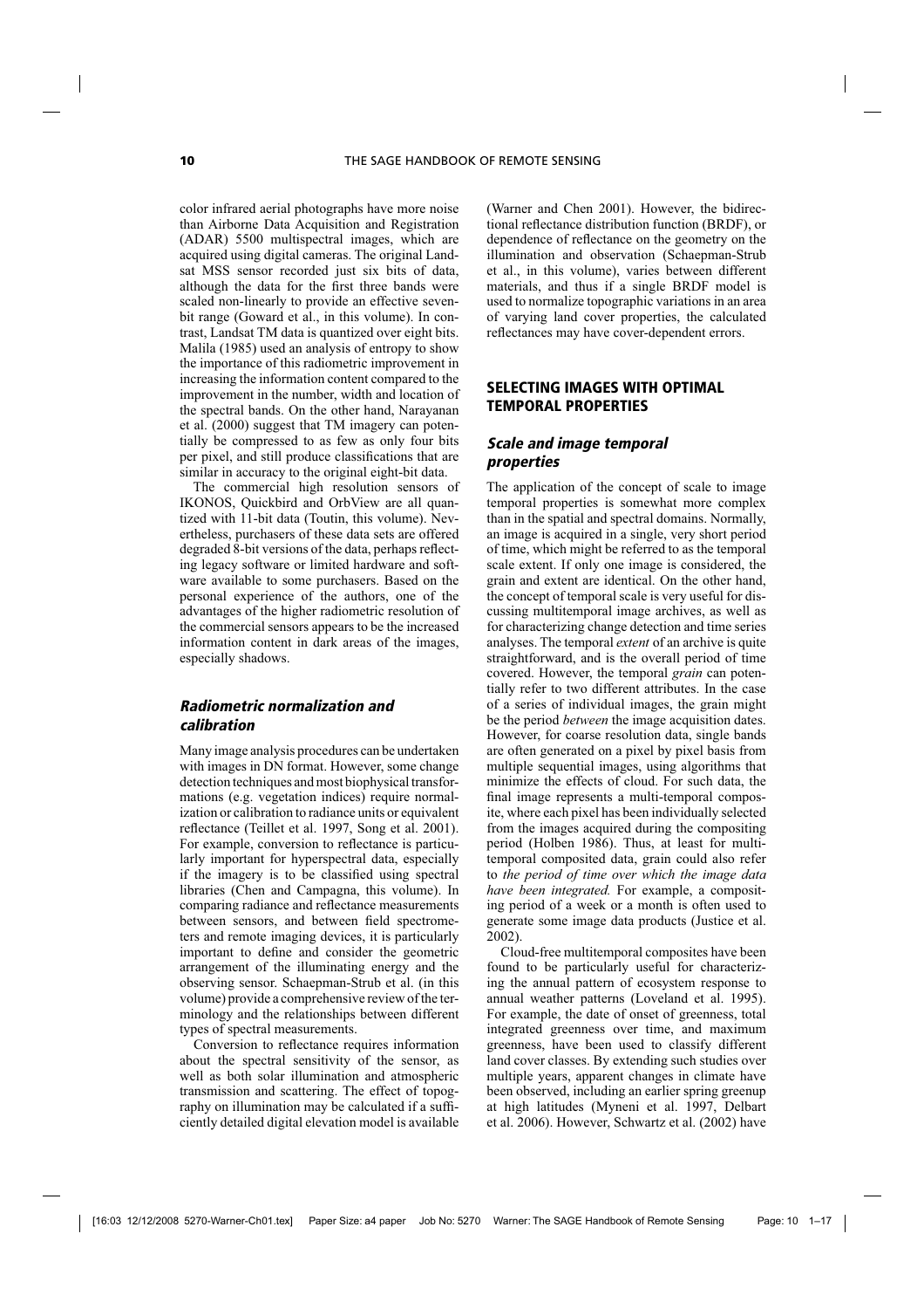color infrared aerial photographs have more noise than Airborne Data Acquisition and Registration (ADAR) 5500 multispectral images, which are acquired using digital cameras. The original Landsat MSS sensor recorded just six bits of data, although the data for the first three bands were scaled non-linearly to provide an effective seven-bit range (Goward et al., in this volume). In contrast, Landsat TM data is quantized over eight bits. Malila (1985) used an analysis of entropy to show the importance of this radiometric improvement in increasing the information content compared to the improvement in the number, width and location of the spectral bands. On the other hand, Narayanan et al. (2000) suggest that TM imagery can potentially be compressed to as few as only four bits per pixel, and still produce classifications that are similar in accuracy to the original eight-bit data.

The commercial high resolution sensors of IKONOS, Quickbird and OrbView are all quantized with 11-bit data (Toutin, this volume). Nevertheless, purchasers of these data sets are offered degraded 8-bit versions of the data, perhaps reflecting legacy software or limited hardware and software available to some purchasers. Based on the personal experience of the authors, one of the advantages of the higher radiometric resolution of the commercial sensors appears to be the increased information content in dark areas of the images, especially shadows.

### *Radiometric normalization and calibration*

Many image analysis procedures can be undertaken with images in DN format. However, some change detection techniques and most biophysical transformations (e.g. vegetation indices) require normalization or calibration to radiance units or equivalent reflectance (Teillet et al. 1997, Song et al. 2001). For example, conversion to reflectance is particularly important for hyperspectral data, especially if the imagery is to be classified using spectral libraries (Chen and Campagna, this volume). In comparing radiance and reflectance measurements between sensors, and between field spectrometers and remote imaging devices, it is particularly important to define and consider the geometric arrangement of the illuminating energy and the observing sensor. Schaepman-Strub et al. (in this volume) provide a comprehensive review of the terminology and the relationships between different types of spectral measurements.

Conversion to reflectance requires information about the spectral sensitivity of the sensor, as well as both solar illumination and atmospheric transmission and scattering. The effect of topography on illumination may be calculated if a sufficiently detailed digital elevation model is available (Warner and Chen 2001). However, the bidirectional reflectance distribution function (BRDF), or dependence of reflectance on the geometry on the illumination and observation (Schaepman-Strub et al., in this volume), varies between different materials, and thus if a single BRDF model is used to normalize topographic variations in an area of varying land cover properties, the calculated reflectances may have cover-dependent errors.

## SELECTING IMAGES WITH OPTIMAL TEMPORAL PROPERTIES

### *Scale and image temporal properties*

The application of the concept of scale to image temporal properties is somewhat more complex than in the spatial and spectral domains. Normally, an image is acquired in a single, very short period of time, which might be referred to as the temporal scale extent. If only one image is considered, the grain and extent are identical. On the other hand, the concept of temporal scale is very useful for discussing multitemporal image archives, as well as for characterizing change detection and time series analyses. The temporal *extent* of an archive is quite straightforward, and is the overall period of time covered. However, the temporal *grain* can potentially refer to two different attributes. In the case of a series of individual images, the grain might be the period *between* the image acquisition dates. However, for coarse resolution data, single bands are often generated on a pixel by pixel basis from multiple sequential images, using algorithms that minimize the effects of cloud. For such data, the final image represents a multi-temporal composite, where each pixel has been individually selected from the images acquired during the compositing period (Holben 1986). Thus, at least for multi-temporal composited data, grain could also refer to *the period of time over which the image data have been integrated.* For example, a compositing period of a week or a month is often used to generate some image data products (Justice et al. 2002).

Cloud-free multitemporal composites have been found to be particularly useful for characterizing the annual pattern of ecosystem response to annual weather patterns (Loveland et al. 1995). For example, the date of onset of greenness, total integrated greenness over time, and maximum greenness, have been used to classify different land cover classes. By extending such studies over multiple years, apparent changes in climate have been observed, including an earlier spring greenup at high latitudes (Myneni et al. 1997, Delbart et al. 2006). However, Schwartz et al. (2002) have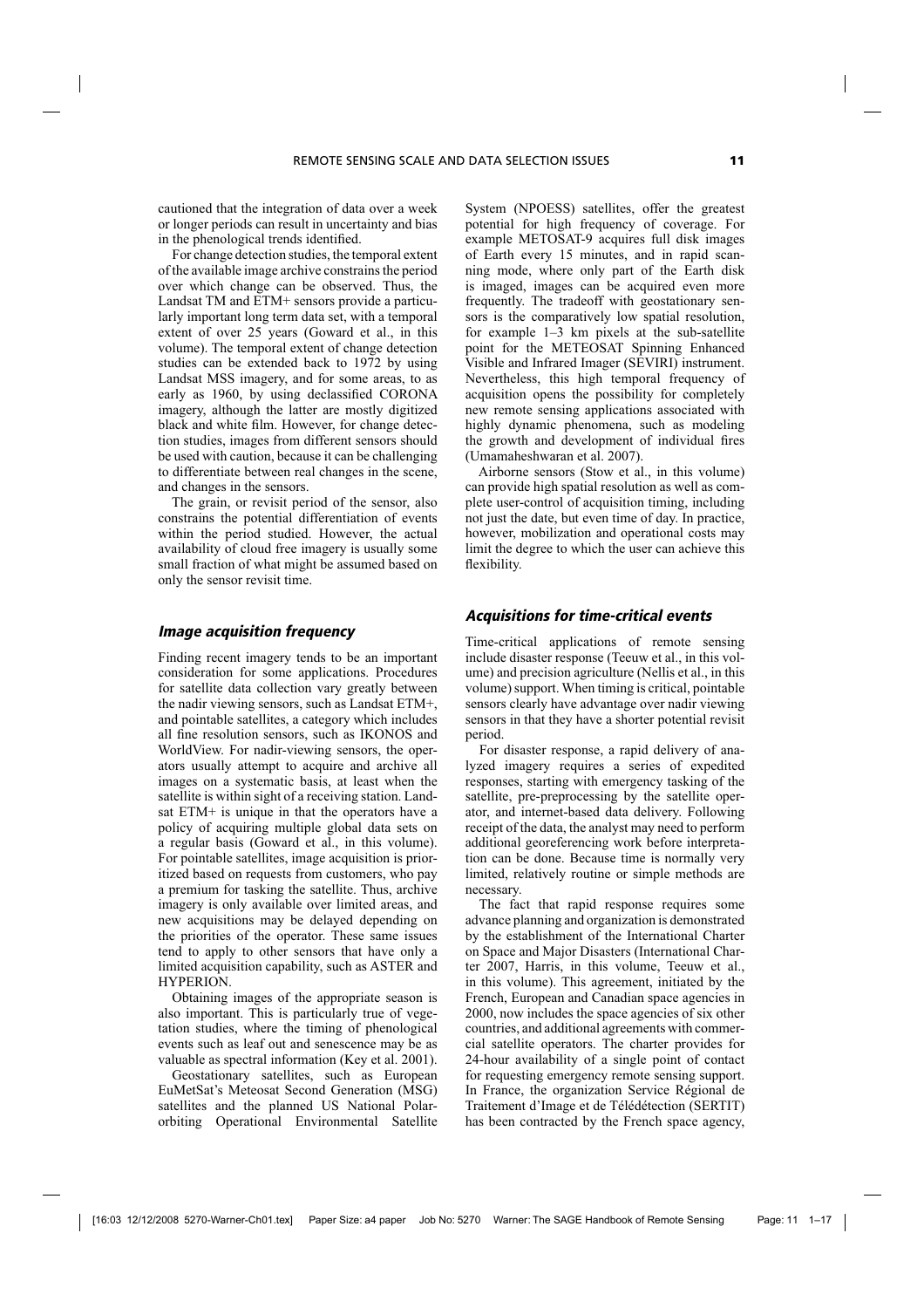cautioned that the integration of data over a week or longer periods can result in uncertainty and bias in the phenological trends identified.

For change detection studies, the temporal extent of the available image archive constrains the period over which change can be observed. Thus, the Landsat TM and ETM+ sensors provide a particularly important long term data set, with a temporal extent of over 25 years (Goward et al., in this volume). The temporal extent of change detection studies can be extended back to 1972 by using Landsat MSS imagery, and for some areas, to as early as 1960, by using declassified CORONA imagery, although the latter are mostly digitized black and white film. However, for change detection studies, images from different sensors should be used with caution, because it can be challenging to differentiate between real changes in the scene, and changes in the sensors.

The grain, or revisit period of the sensor, also constrains the potential differentiation of events within the period studied. However, the actual availability of cloud free imagery is usually some small fraction of what might be assumed based on only the sensor revisit time.

### *Image acquisition frequency*

Finding recent imagery tends to be an important consideration for some applications. Procedures for satellite data collection vary greatly between the nadir viewing sensors, such as Landsat ETM+, and pointable satellites, a category which includes all fine resolution sensors, such as IKONOS and WorldView. For nadir-viewing sensors, the operators usually attempt to acquire and archive all images on a systematic basis, at least when the satellite is within sight of a receiving station. Landsat ETM+ is unique in that the operators have a policy of acquiring multiple global data sets on a regular basis (Goward et al., in this volume). For pointable satellites, image acquisition is prioritized based on requests from customers, who pay a premium for tasking the satellite. Thus, archive imagery is only available over limited areas, and new acquisitions may be delayed depending on the priorities of the operator. These same issues tend to apply to other sensors that have only a limited acquisition capability, such as ASTER and HYPERION.

Obtaining images of the appropriate season is also important. This is particularly true of vegetation studies, where the timing of phenological events such as leaf out and senescence may be as valuable as spectral information (Key et al. 2001).

Geostationary satellites, such as European EuMetSat's Meteosat Second Generation (MSG) satellites and the planned US National Polar-orbiting Operational Environmental Satellite System (NPOESS) satellites, offer the greatest potential for high frequency of coverage. For example METOSAT-9 acquires full disk images of Earth every 15 minutes, and in rapid scanning mode, where only part of the Earth disk is imaged, images can be acquired even more frequently. The tradeoff with geostationary sensors is the comparatively low spatial resolution, for example 1–3 km pixels at the sub-satellite point for the METEOSAT Spinning Enhanced Visible and Infrared Imager (SEVIRI) instrument. Nevertheless, this high temporal frequency of acquisition opens the possibility for completely new remote sensing applications associated with highly dynamic phenomena, such as modeling the growth and development of individual fires (Umamaheshwaran et al. 2007).

Airborne sensors (Stow et al., in this volume) can provide high spatial resolution as well as complete user-control of acquisition timing, including not just the date, but even time of day. In practice, however, mobilization and operational costs may limit the degree to which the user can achieve this flexibility.

### *Acquisitions for time-critical events*

Time-critical applications of remote sensing include disaster response (Teeuw et al., in this volume) and precision agriculture (Nellis et al., in this volume) support. When timing is critical, pointable sensors clearly have advantage over nadir viewing sensors in that they have a shorter potential revisit period.

For disaster response, a rapid delivery of analyzed imagery requires a series of expedited responses, starting with emergency tasking of the satellite, pre-preprocessing by the satellite operator, and internet-based data delivery. Following receipt of the data, the analyst may need to perform additional georeferencing work before interpretation can be done. Because time is normally very limited, relatively routine or simple methods are necessary.

The fact that rapid response requires some advance planning and organization is demonstrated by the establishment of the International Charter on Space and Major Disasters (International Charter 2007, Harris, in this volume, Teeuw et al., in this volume). This agreement, initiated by the French, European and Canadian space agencies in 2000, now includes the space agencies of six other countries, and additional agreements with commercial satellite operators. The charter provides for 24-hour availability of a single point of contact for requesting emergency remote sensing support. In France, the organization Service Régional de Traitement d'Image et de Télédétection (SERTIT) has been contracted by the French space agency,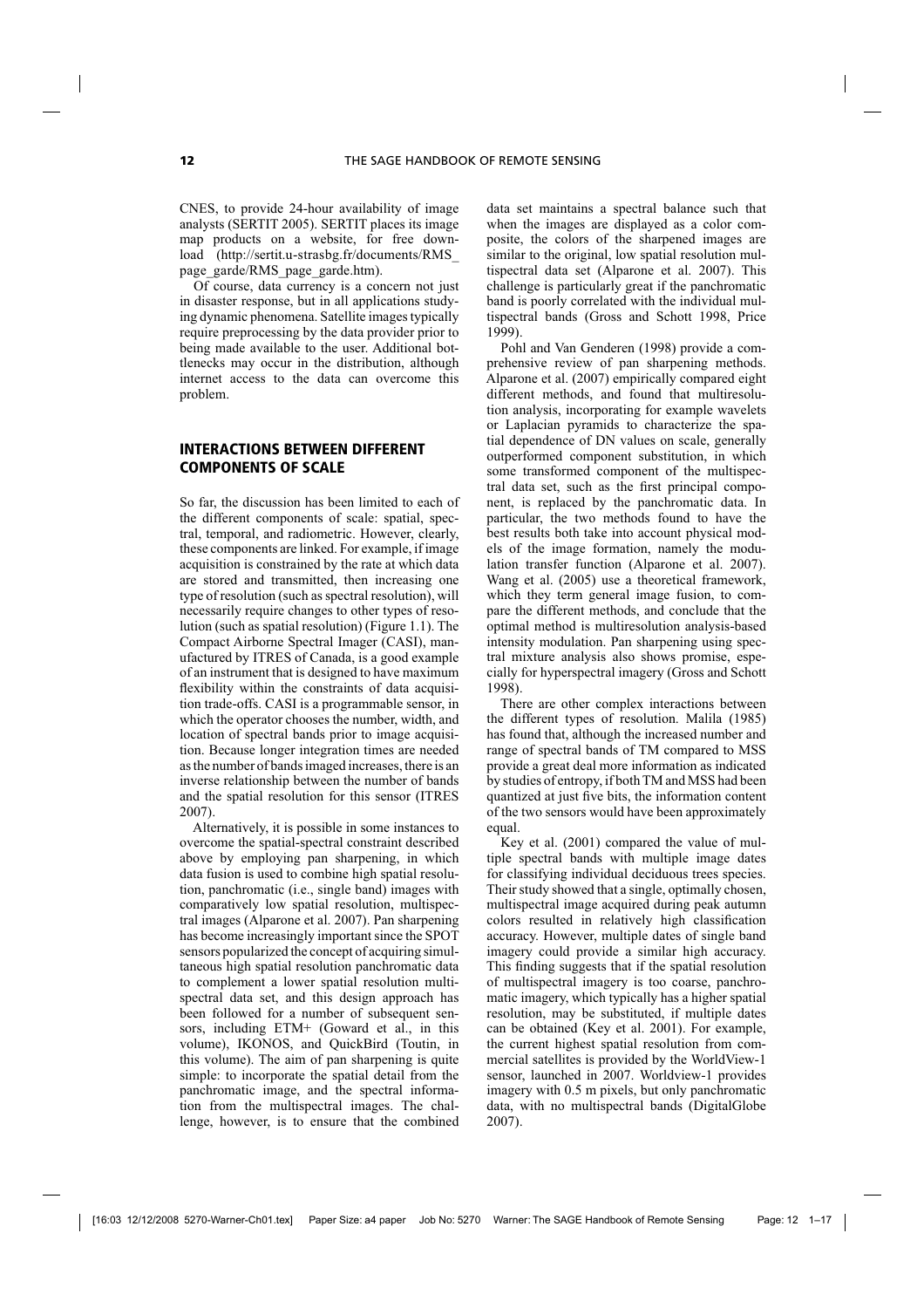CNES, to provide 24-hour availability of image analysts (SERTIT 2005). SERTIT places its image map products on a website, for free download (http://sertit.u-strasbg.fr/documents/RMS_page_garde/RMS_page_garde.htm).

Of course, data currency is a concern not just in disaster response, but in all applications studying dynamic phenomena. Satellite images typically require preprocessing by the data provider prior to being made available to the user. Additional bottlenecks may occur in the distribution, although internet access to the data can overcome this problem.

## INTERACTIONS BETWEEN DIFFERENT COMPONENTS OF SCALE

So far, the discussion has been limited to each of the different components of scale: spatial, spectral, temporal, and radiometric. However, clearly, these components are linked. For example, if image acquisition is constrained by the rate at which data are stored and transmitted, then increasing one type of resolution (such as spectral resolution), will necessarily require changes to other types of resolution (such as spatial resolution) (Figure 1.1). The Compact Airborne Spectral Imager (CASI), manufactured by ITRES of Canada, is a good example of an instrument that is designed to have maximum flexibility within the constraints of data acquisition trade-offs. CASI is a programmable sensor, in which the operator chooses the number, width, and location of spectral bands prior to image acquisition. Because longer integration times are needed as the number of bands imaged increases, there is an inverse relationship between the number of bands and the spatial resolution for this sensor (ITRES 2007).

Alternatively, it is possible in some instances to overcome the spatial-spectral constraint described above by employing pan sharpening, in which data fusion is used to combine high spatial resolution, panchromatic (i.e., single band) images with comparatively low spatial resolution, multispectral images (Alparone et al. 2007). Pan sharpening has become increasingly important since the SPOT sensors popularized the concept of acquiring simultaneous high spatial resolution panchromatic data to complement a lower spatial resolution multispectral data set, and this design approach has been followed for a number of subsequent sensors, including ETM+ (Goward et al., in this volume), IKONOS, and QuickBird (Toutin, in this volume). The aim of pan sharpening is quite simple: to incorporate the spatial detail from the panchromatic image, and the spectral information from the multispectral images. The challenge, however, is to ensure that the combined data set maintains a spectral balance such that when the images are displayed as a color composite, the colors of the sharpened images are similar to the original, low spatial resolution multispectral data set (Alparone et al. 2007). This challenge is particularly great if the panchromatic band is poorly correlated with the individual multispectral bands (Gross and Schott 1998, Price 1999).

Pohl and Van Genderen (1998) provide a comprehensive review of pan sharpening methods. Alparone et al. (2007) empirically compared eight different methods, and found that multiresolution analysis, incorporating for example wavelets or Laplacian pyramids to characterize the spatial dependence of DN values on scale, generally outperformed component substitution, in which some transformed component of the multispectral data set, such as the first principal component, is replaced by the panchromatic data. In particular, the two methods found to have the best results both take into account physical models of the image formation, namely the modulation transfer function (Alparone et al. 2007). Wang et al. (2005) use a theoretical framework, which they term general image fusion, to compare the different methods, and conclude that the optimal method is multiresolution analysis-based intensity modulation. Pan sharpening using spectral mixture analysis also shows promise, especially for hyperspectral imagery (Gross and Schott 1998).

There are other complex interactions between the different types of resolution. Malila (1985) has found that, although the increased number and range of spectral bands of TM compared to MSS provide a great deal more information as indicated by studies of entropy, if both TM and MSS had been quantized at just five bits, the information content of the two sensors would have been approximately equal.

Key et al. (2001) compared the value of multiple spectral bands with multiple image dates for classifying individual deciduous trees species. Their study showed that a single, optimally chosen, multispectral image acquired during peak autumn colors resulted in relatively high classification accuracy. However, multiple dates of single band imagery could provide a similar high accuracy. This finding suggests that if the spatial resolution of multispectral imagery is too coarse, panchromatic imagery, which typically has a higher spatial resolution, may be substituted, if multiple dates can be obtained (Key et al. 2001). For example, the current highest spatial resolution from commercial satellites is provided by the WorldView-1 sensor, launched in 2007. Worldview-1 provides imagery with 0.5 m pixels, but only panchromatic data, with no multispectral bands (DigitalGlobe 2007).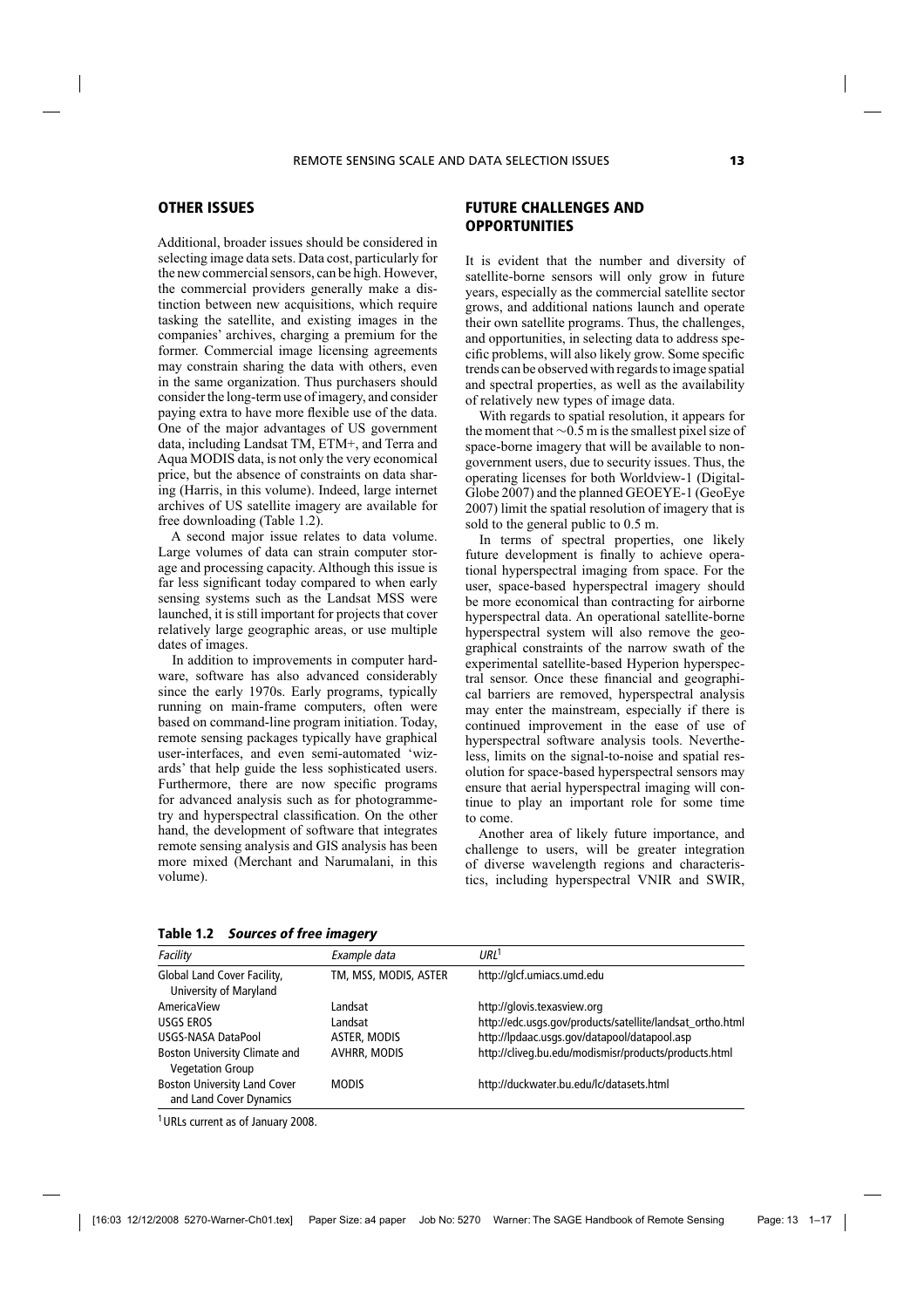## OTHER ISSUES

Additional, broader issues should be considered in selecting image data sets. Data cost, particularly for the new commercial sensors, can be high. However, the commercial providers generally make a distinction between new acquisitions, which require tasking the satellite, and existing images in the companies' archives, charging a premium for the former. Commercial image licensing agreements may constrain sharing the data with others, even in the same organization. Thus purchasers should consider the long-term use of imagery, and consider paying extra to have more flexible use of the data. One of the major advantages of US government data, including Landsat TM, ETM+, and Terra and Aqua MODIS data, is not only the very economical price, but the absence of constraints on data sharing (Harris, in this volume). Indeed, large internet archives of US satellite imagery are available for free downloading (Table 1.2).

A second major issue relates to data volume. Large volumes of data can strain computer storage and processing capacity. Although this issue is far less significant today compared to when early sensing systems such as the Landsat MSS were launched, it is still important for projects that cover relatively large geographic areas, or use multiple dates of images.

In addition to improvements in computer hardware, software has also advanced considerably since the early 1970s. Early programs, typically running on main-frame computers, often were based on command-line program initiation. Today, remote sensing packages typically have graphical user-interfaces, and even semi-automated 'wizards' that help guide the less sophisticated users. Furthermore, there are now specific programs for advanced analysis such as for photogrammetry and hyperspectral classification. On the other hand, the development of software that integrates remote sensing analysis and GIS analysis has been more mixed (Merchant and Narumalani, in this volume).

## FUTURE CHALLENGES AND OPPORTUNITIES

It is evident that the number and diversity of satellite-borne sensors will only grow in future years, especially as the commercial satellite sector grows, and additional nations launch and operate their own satellite programs. Thus, the challenges, and opportunities, in selecting data to address specific problems, will also likely grow. Some specific trends can be observed with regards to image spatial and spectral properties, as well as the availability of relatively new types of image data.

With regards to spatial resolution, it appears for the moment that ∼0.5 m is the smallest pixel size of space-borne imagery that will be available to non-government users, due to security issues. Thus, the operating licenses for both Worldview-1 (DigitalGlobe 2007) and the planned GEOEYE-1 (GeoEye 2007) limit the spatial resolution of imagery that is sold to the general public to 0.5 m.

In terms of spectral properties, one likely future development is finally to achieve operational hyperspectral imaging from space. For the user, space-based hyperspectral imagery should be more economical than contracting for airborne hyperspectral data. An operational satellite-borne hyperspectral system will also remove the geographical constraints of the narrow swath of the experimental satellite-based Hyperion hyperspectral sensor. Once these financial and geographical barriers are removed, hyperspectral analysis may enter the mainstream, especially if there is continued improvement in the ease of use of hyperspectral software analysis tools. Nevertheless, limits on the signal-to-noise and spatial resolution for space-based hyperspectral sensors may ensure that aerial hyperspectral imaging will continue to play an important role for some time to come.

Another area of likely future importance, and challenge to users, will be greater integration of diverse wavelength regions and characteristics, including hyperspectral VNIR and SWIR,

**Table 1.2** ***Sources of free imagery***

| *Facility* | *Example data* | *URL*[1] |
|---|---|---|
| Global Land Cover Facility, University of Maryland | TM, MSS, MODIS, ASTER | http://glcf.umiacs.umd.edu |
| AmericaView | Landsat | http://glovis.texasview.org |
| USGS EROS | Landsat | http://edc.usgs.gov/products/satellite/landsat_ortho.html |
| USGS-NASA DataPool | ASTER, MODIS | http://lpdaac.usgs.gov/datapool/datapool.asp |
| Boston University Climate and Vegetation Group | AVHRR, MODIS | http://cliveg.bu.edu/modismisr/products/products.html |
| Boston University Land Cover and Land Cover Dynamics | MODIS | http://duckwater.bu.edu/lc/datasets.html |

[1] URLs current as of January 2008.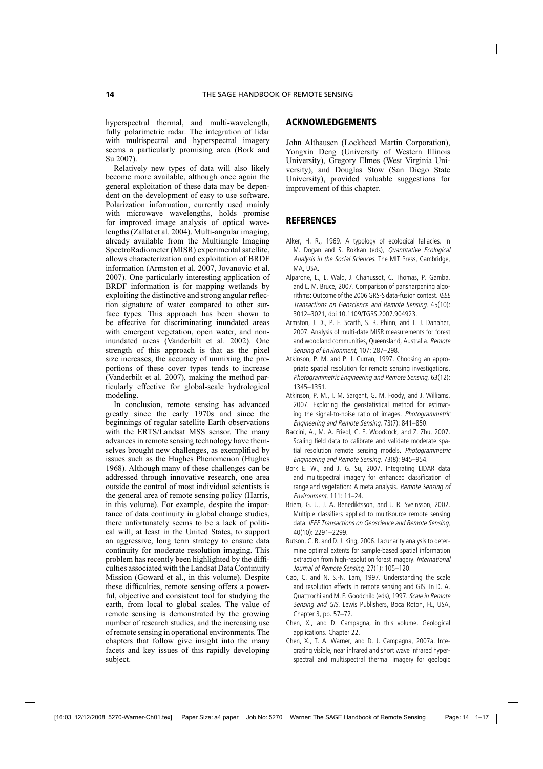hyperspectral thermal, and multi-wavelength, fully polarimetric radar. The integration of lidar with multispectral and hyperspectral imagery seems a particularly promising area (Bork and Su 2007).

Relatively new types of data will also likely become more available, although once again the general exploitation of these data may be dependent on the development of easy to use software. Polarization information, currently used mainly with microwave wavelengths, holds promise for improved image analysis of optical wavelengths (Zallat et al. 2004). Multi-angular imaging, already available from the Multiangle Imaging SpectroRadiometer (MISR) experimental satellite, allows characterization and exploitation of BRDF information (Armston et al. 2007, Jovanovic et al. 2007). One particularly interesting application of BRDF information is for mapping wetlands by exploiting the distinctive and strong angular reflection signature of water compared to other surface types. This approach has been shown to be effective for discriminating inundated areas with emergent vegetation, open water, and non-inundated areas (Vanderbilt et al. 2002). One strength of this approach is that as the pixel size increases, the accuracy of unmixing the proportions of these cover types tends to increase (Vanderbilt et al. 2007), making the method particularly effective for global-scale hydrological modeling.

In conclusion, remote sensing has advanced greatly since the early 1970s and since the beginnings of regular satellite Earth observations with the ERTS/Landsat MSS sensor. The many advances in remote sensing technology have themselves brought new challenges, as exemplified by issues such as the Hughes Phenomenon (Hughes 1968). Although many of these challenges can be addressed through innovative research, one area outside the control of most individual scientists is the general area of remote sensing policy (Harris, in this volume). For example, despite the importance of data continuity in global change studies, there unfortunately seems to be a lack of political will, at least in the United States, to support an aggressive, long term strategy to ensure data continuity for moderate resolution imaging. This problem has recently been highlighted by the difficulties associated with the Landsat Data Continuity Mission (Goward et al., in this volume). Despite these difficulties, remote sensing offers a powerful, objective and consistent tool for studying the earth, from local to global scales. The value of remote sensing is demonstrated by the growing number of research studies, and the increasing use of remote sensing in operational environments. The chapters that follow give insight into the many facets and key issues of this rapidly developing subject.

## ACKNOWLEDGEMENTS

John Althausen (Lockheed Martin Corporation), Yongxin Deng (University of Western Illinois University), Gregory Elmes (West Virginia University), and Douglas Stow (San Diego State University), provided valuable suggestions for improvement of this chapter.

## REFERENCES

Alker, H. R., 1969. A typology of ecological fallacies. In M. Dogan and S. Rokkan (eds), *Quantitative Ecological Analysis in the Social Sciences*. The MIT Press, Cambridge, MA, USA.

Alparone, L., L. Wald, J. Chanussot, C. Thomas, P. Gamba, and L. M. Bruce, 2007. Comparison of pansharpening algorithms: Outcome of the 2006 GRS-S data-fusion contest. *IEEE Transactions on Geoscience and Remote Sensing*, 45(10): 3012–3021, doi 10.1109/TGRS.2007.904923.

Armston, J. D., P. F. Scarth, S. R. Phinn, and T. J. Danaher, 2007. Analysis of multi-date MISR measurements for forest and woodland communities, Queensland, Australia. *Remote Sensing of Environment*, 107: 287–298.

Atkinson, P. M. and P. J. Curran, 1997. Choosing an appropriate spatial resolution for remote sensing investigations. *Photogrammetric Engineering and Remote Sensing*, 63(12): 1345–1351.

Atkinson, P. M., I. M. Sargent, G. M. Foody, and J. Williams, 2007. Exploring the geostatistical method for estimating the signal-to-noise ratio of images. *Photogrammetric Engineering and Remote Sensing*, 73(7): 841–850.

Baccini, A., M. A. Friedl, C. E. Woodcock, and Z. Zhu, 2007. Scaling field data to calibrate and validate moderate spatial resolution remote sensing models. *Photogrammetric Engineering and Remote Sensing*, 73(8): 945–954.

Bork E. W., and J. G. Su, 2007. Integrating LIDAR data and multispectral imagery for enhanced classification of rangeland vegetation: A meta analysis. *Remote Sensing of Environment*, 111: 11–24.

Briem, G. J., J. A. Benediktsson, and J. R. Sveinsson, 2002. Multiple classifiers applied to multisource remote sensing data. *IEEE Transactions on Geoscience and Remote Sensing*, 40(10): 2291–2299.

Butson, C. R. and D. J. King, 2006. Lacunarity analysis to determine optimal extents for sample-based spatial information extraction from high-resolution forest imagery. *International Journal of Remote Sensing*, 27(1): 105–120.

Cao, C. and N. S.-N. Lam, 1997. Understanding the scale and resolution effects in remote sensing and GIS. In D. A. Quattrochi and M. F. Goodchild (eds), 1997. *Scale in Remote Sensing and GIS*. Lewis Publishers, Boca Roton, FL, USA, Chapter 3, pp. 57–72.

Chen, X., and D. Campagna, in this volume. Geological applications. Chapter 22.

Chen, X., T. A. Warner, and D. J. Campagna, 2007a. Integrating visible, near infrared and short wave infrared hyperspectral and multispectral thermal imagery for geologic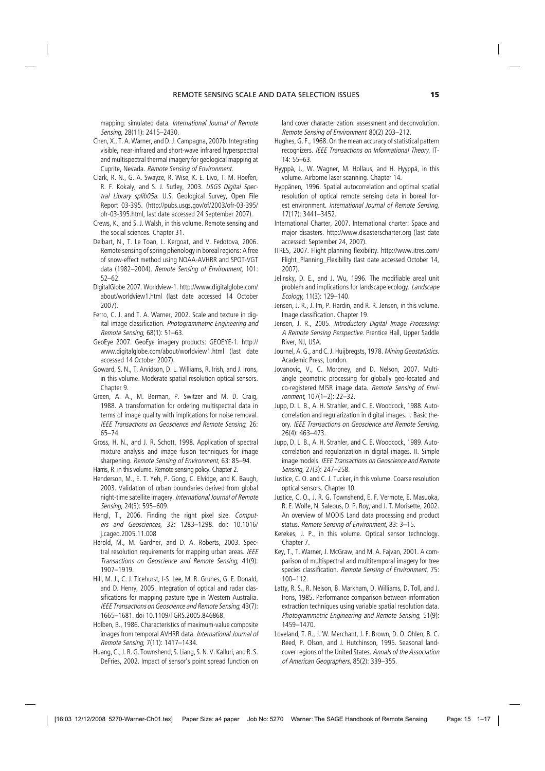mapping: simulated data. *International Journal of Remote Sensing*, 28(11): 2415–2430.

Chen, X., T. A. Warner, and D. J. Campagna, 2007b. Integrating visible, near-infrared and short-wave infrared hyperspectral and multispectral thermal imagery for geological mapping at Cuprite, Nevada. *Remote Sensing of Environment*.

Clark, R. N., G. A. Swayze, R. Wise, K. E. Livo, T. M. Hoefen, R. F. Kokaly, and S. J. Sutley, 2003. *USGS Digital Spectral Library splib05a*. U.S. Geological Survey, Open File Report 03-395. (http://pubs.usgs.gov/of/2003/ofr-03-395/ofr-03-395.html, last date accessed 24 September 2007).

Crews, K., and S. J. Walsh, in this volume. Remote sensing and the social sciences. Chapter 31.

Delbart, N., T. Le Toan, L. Kergoat, and V. Fedotova, 2006. Remote sensing of spring phenology in boreal regions: A free of snow-effect method using NOAA-AVHRR and SPOT-VGT data (1982–2004). *Remote Sensing of Environment*, 101: 52–62.

DigitalGlobe 2007. Worldview-1. http://www.digitalglobe.com/about/worldview1.html (last date accessed 14 October 2007).

Ferro, C. J. and T. A. Warner, 2002. Scale and texture in digital image classification. *Photogrammetric Engineering and Remote Sensing*, 68(1): 51–63.

GeoEye 2007. GeoEye imagery products: GEOEYE-1. http://www.digitalglobe.com/about/worldview1.html (last date accessed 14 October 2007).

Goward, S. N., T. Arvidson, D. L. Williams, R. Irish, and J. Irons, in this volume. Moderate spatial resolution optical sensors. Chapter 9.

Green, A. A., M. Berman, P. Switzer and M. D. Craig, 1988. A transformation for ordering multispectral data in terms of image quality with implications for noise removal. *IEEE Transactions on Geoscience and Remote Sensing*, 26: 65–74.

Gross, H. N., and J. R. Schott, 1998. Application of spectral mixture analysis and image fusion techniques for image sharpening. *Remote Sensing of Environment*, 63: 85–94.

Harris, R. in this volume. Remote sensing policy. Chapter 2.

Henderson, M., E. T. Yeh, P. Gong, C. Elvidge, and K. Baugh, 2003. Validation of urban boundaries derived from global night-time satellite imagery. *International Journal of Remote Sensing*, 24(3): 595–609.

Hengl, T., 2006. Finding the right pixel size. *Computers and Geosciences*, 32: 1283–1298. doi: 10.1016/j.cageo.2005.11.008

Herold, M., M. Gardner, and D. A. Roberts, 2003. Spectral resolution requirements for mapping urban areas. *IEEE Transactions on Geoscience and Remote Sensing*, 41(9): 1907–1919.

Hill, M. J., C. J. Ticehurst, J-S. Lee, M. R. Grunes, G. E. Donald, and D. Henry, 2005. Integration of optical and radar classifications for mapping pasture type in Western Australia. *IEEE Transactions on Geoscience and Remote Sensing*, 43(7): 1665–1681. doi 10.1109/TGRS.2005.846868.

Holben, B., 1986. Characteristics of maximum-value composite images from temporal AVHRR data. *International Journal of Remote Sensing*, 7(11): 1417–1434.

Huang, C., J. R. G. Townshend, S. Liang, S. N. V. Kalluri, and R. S. DeFries, 2002. Impact of sensor's point spread function on land cover characterization: assessment and deconvolution. *Remote Sensing of Environment* 80(2) 203–212.

Hughes, G. F., 1968. On the mean accuracy of statistical pattern recognizers. *IEEE Transactions on Informational Theory*, IT-14: 55–63.

Hyyppä, J., W. Wagner, M. Hollaus, and H. Hyyppä, in this volume. Airborne laser scanning. Chapter 14.

Hyppänen, 1996. Spatial autocorrelation and optimal spatial resolution of optical remote sensing data in boreal forest environment. *International Journal of Remote Sensing*, 17(17): 3441–3452.

International Charter, 2007. International charter: Space and major disasters. http://www.disasterscharter.org (last date accessed: September 24, 2007).

ITRES, 2007. Flight planning flexibility. http://www.itres.com/Flight_Planning_Flexibility (last date accessed October 14, 2007).

Jelinsky, D. E., and J. Wu, 1996. The modifiable areal unit problem and implications for landscape ecology. *Landscape Ecology*, 11(3): 129–140.

Jensen, J. R., J. Im, P. Hardin, and R. R. Jensen, in this volume. Image classification. Chapter 19.

Jensen, J. R., 2005. *Introductory Digital Image Processing: A Remote Sensing Perspective*. Prentice Hall, Upper Saddle River, NJ, USA.

Journel, A. G., and C. J. Huijbregsts, 1978. *Mining Geostatistics*. Academic Press, London.

Jovanovic, V., C. Moroney, and D. Nelson, 2007. Multi-angle geometric processing for globally geo-located and co-registered MISR image data. *Remote Sensing of Environment*, 107(1–2): 22–32.

Jupp, D. L. B., A. H. Strahler, and C. E. Woodcock, 1988. Autocorrelation and regularization in digital images. I. Basic theory. *IEEE Transactions on Geoscience and Remote Sensing*, 26(4): 463–473.

Jupp, D. L. B., A. H. Strahler, and C. E. Woodcock, 1989. Autocorrelation and regularization in digital images. II. Simple image models. *IEEE Transactions on Geoscience and Remote Sensing*, 27(3): 247–258.

Justice, C. O. and C. J. Tucker, in this volume. Coarse resolution optical sensors. Chapter 10.

Justice, C. O., J. R. G. Townshend, E. F. Vermote, E. Masuoka, R. E. Wolfe, N. Saleous, D. P. Roy, and J. T. Morisette, 2002. An overview of MODIS Land data processing and product status. *Remote Sensing of Environment*, 83: 3–15.

Kerekes, J. P., in this volume. Optical sensor technology. Chapter 7.

Key, T., T. Warner, J. McGraw, and M. A. Fajvan, 2001. A comparison of multispectral and multitemporal imagery for tree species classification. *Remote Sensing of Environment*, 75: 100–112.

Latty, R. S., R. Nelson, B. Markham, D. Williams, D. Toll, and J. Irons, 1985. Performance comparison between information extraction techniques using variable spatial resolution data. *Photogrammetric Engineering and Remote Sensing*, 51(9): 1459–1470.

Loveland, T. R., J. W. Merchant, J. F. Brown, D. O. Ohlen, B. C. Reed, P. Olson, and J. Hutchinson, 1995. Seasonal landcover regions of the United States. *Annals of the Association of American Geographers*, 85(2): 339–355.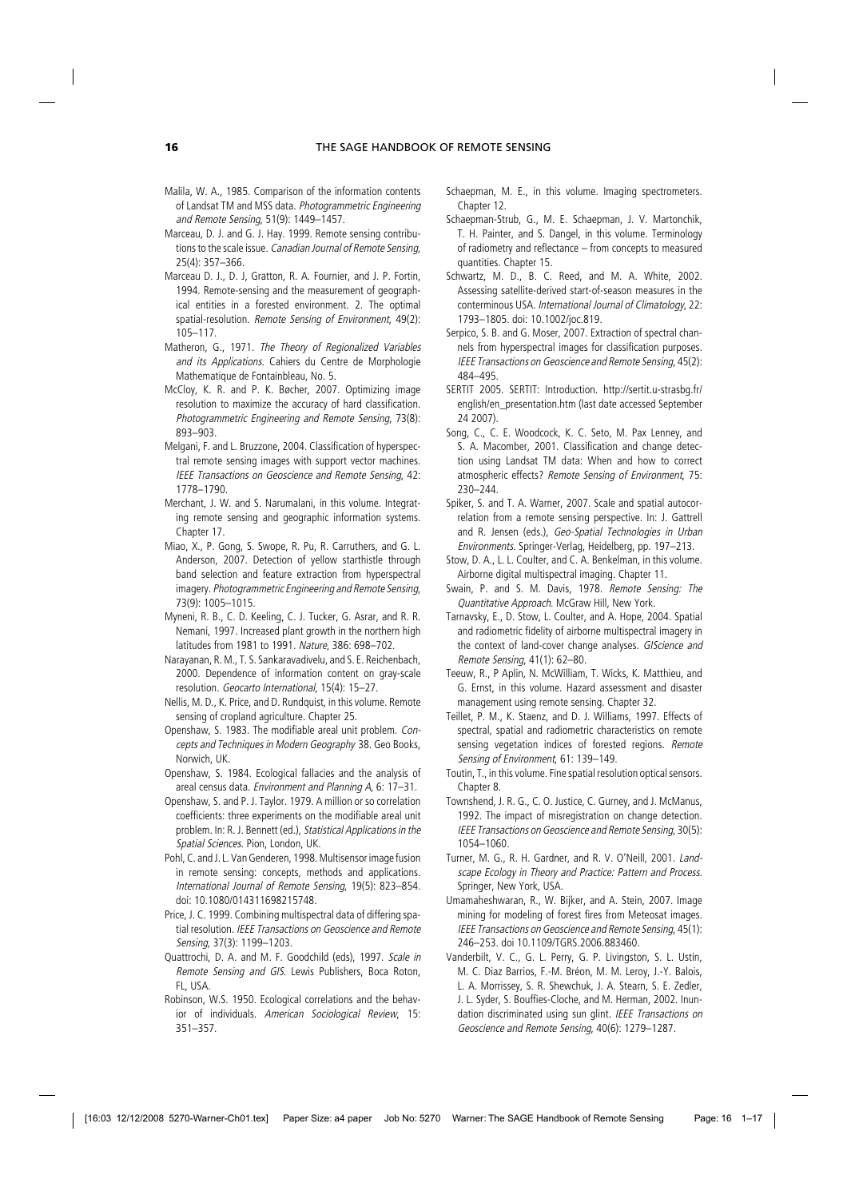Malila, W. A., 1985. Comparison of the information contents of Landsat TM and MSS data. *Photogrammetric Engineering and Remote Sensing*, 51(9): 1449–1457.

Marceau, D. J. and G. J. Hay. 1999. Remote sensing contributions to the scale issue. *Canadian Journal of Remote Sensing,* 25(4): 357–366.

Marceau D. J., D. J, Gratton, R. A. Fournier, and J. P. Fortin, 1994. Remote-sensing and the measurement of geographical entities in a forested environment. 2. The optimal spatial-resolution. *Remote Sensing of Environment*, 49(2): 105–117.

Matheron, G., 1971. *The Theory of Regionalized Variables and its Applications*. Cahiers du Centre de Morphologie Mathematique de Fontainbleau, No. 5.

McCloy, K. R. and P. K. Bøcher, 2007. Optimizing image resolution to maximize the accuracy of hard classification. *Photogrammetric Engineering and Remote Sensing*, 73(8): 893–903.

Melgani, F. and L. Bruzzone, 2004. Classification of hyperspectral remote sensing images with support vector machines. *IEEE Transactions on Geoscience and Remote Sensing*, 42: 1778–1790.

Merchant, J. W. and S. Narumalani, in this volume. Integrating remote sensing and geographic information systems. Chapter 17.

Miao, X., P. Gong, S. Swope, R. Pu, R. Carruthers, and G. L. Anderson, 2007. Detection of yellow starthistle through band selection and feature extraction from hyperspectral imagery. *Photogrammetric Engineering and Remote Sensing*, 73(9): 1005–1015.

Myneni, R. B., C. D. Keeling, C. J. Tucker, G. Asrar, and R. R. Nemani, 1997. Increased plant growth in the northern high latitudes from 1981 to 1991. *Nature*, 386: 698–702.

Narayanan, R. M., T. S. Sankaravadivelu, and S. E. Reichenbach, 2000. Dependence of information content on gray-scale resolution. *Geocarto International*, 15(4): 15–27.

Nellis, M. D., K. Price, and D. Rundquist, in this volume. Remote sensing of cropland agriculture. Chapter 25.

Openshaw, S. 1983. The modifiable areal unit problem. *Concepts and Techniques in Modern Geography* 38. Geo Books, Norwich, UK.

Openshaw, S. 1984. Ecological fallacies and the analysis of areal census data. *Environment and Planning A*, 6: 17–31.

Openshaw, S. and P. J. Taylor. 1979. A million or so correlation coefficients: three experiments on the modifiable areal unit problem. In: R. J. Bennett (ed.), *Statistical Applications in the Spatial Sciences*. Pion, London, UK.

Pohl, C. and J. L. Van Genderen, 1998. Multisensor image fusion in remote sensing: concepts, methods and applications. *International Journal of Remote Sensing*, 19(5): 823–854. doi: 10.1080/014311698215748.

Price, J. C. 1999. Combining multispectral data of differing spatial resolution. *IEEE Transactions on Geoscience and Remote Sensing*, 37(3): 1199–1203.

Quattrochi, D. A. and M. F. Goodchild (eds), 1997. *Scale in Remote Sensing and GIS*. Lewis Publishers, Boca Roton, FL, USA.

Robinson, W.S. 1950. Ecological correlations and the behavior of individuals. *American Sociological Review*, 15: 351–357.

Schaepman, M. E., in this volume. Imaging spectrometers. Chapter 12.

Schaepman-Strub, G., M. E. Schaepman, J. V. Martonchik, T. H. Painter, and S. Dangel, in this volume. Terminology of radiometry and reflectance – from concepts to measured quantities. Chapter 15.

Schwartz, M. D., B. C. Reed, and M. A. White, 2002. Assessing satellite-derived start-of-season measures in the conterminous USA. *International Journal of Climatology*, 22: 1793–1805. doi: 10.1002/joc.819.

Serpico, S. B. and G. Moser, 2007. Extraction of spectral channels from hyperspectral images for classification purposes. *IEEE Transactions on Geoscience and Remote Sensing*, 45(2): 484–495.

SERTIT 2005. SERTIT: Introduction. http://sertit.u-strasbg.fr/english/en_presentation.htm (last date accessed September 24 2007).

Song, C., C. E. Woodcock, K. C. Seto, M. Pax Lenney, and S. A. Macomber, 2001. Classification and change detection using Landsat TM data: When and how to correct atmospheric effects? *Remote Sensing of Environment*, 75: 230–244.

Spiker, S. and T. A. Warner, 2007. Scale and spatial autocorrelation from a remote sensing perspective. In: J. Gattrell and R. Jensen (eds.), *Geo-Spatial Technologies in Urban Environments*. Springer-Verlag, Heidelberg, pp. 197–213.

Stow, D. A., L. L. Coulter, and C. A. Benkelman, in this volume. Airborne digital multispectral imaging. Chapter 11.

Swain, P. and S. M. Davis, 1978. *Remote Sensing: The Quantitative Approach*. McGraw Hill, New York.

Tarnavsky, E., D. Stow, L. Coulter, and A. Hope, 2004. Spatial and radiometric fidelity of airborne multispectral imagery in the context of land-cover change analyses. *GIScience and Remote Sensing*, 41(1): 62–80.

Teeuw, R., P Aplin, N. McWilliam, T. Wicks, K. Matthieu, and G. Ernst, in this volume. Hazard assessment and disaster management using remote sensing. Chapter 32.

Teillet, P. M., K. Staenz, and D. J. Williams, 1997. Effects of spectral, spatial and radiometric characteristics on remote sensing vegetation indices of forested regions. *Remote Sensing of Environment*, 61: 139–149.

Toutin, T., in this volume. Fine spatial resolution optical sensors. Chapter 8.

Townshend, J. R. G., C. O. Justice, C. Gurney, and J. McManus, 1992. The impact of misregistration on change detection. *IEEE Transactions on Geoscience and Remote Sensing*, 30(5): 1054–1060.

Turner, M. G., R. H. Gardner, and R. V. O'Neill, 2001. *Landscape Ecology in Theory and Practice: Pattern and Process*. Springer, New York, USA.

Umamaheshwaran, R., W. Bijker, and A. Stein, 2007. Image mining for modeling of forest fires from Meteosat images. *IEEE Transactions on Geoscience and Remote Sensing*, 45(1): 246–253. doi 10.1109/TGRS.2006.883460.

Vanderbilt, V. C., G. L. Perry, G. P. Livingston, S. L. Ustin, M. C. Diaz Barrios, F.-M. Bréon, M. M. Leroy, J.-Y. Balois, L. A. Morrissey, S. R. Shewchuk, J. A. Stearn, S. E. Zedler, J. L. Syder, S. Bouffies-Cloche, and M. Herman, 2002. Inundation discriminated using sun glint. *IEEE Transactions on Geoscience and Remote Sensing*, 40(6): 1279–1287.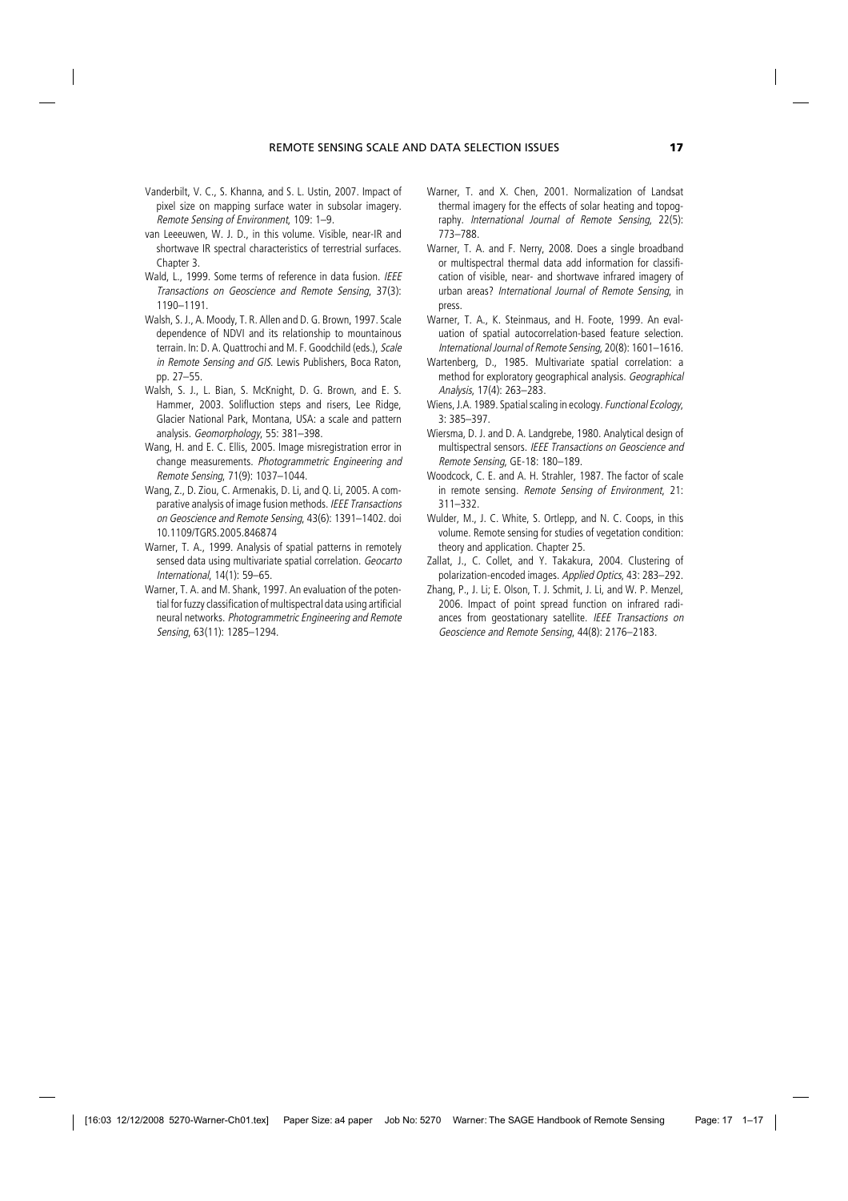Vanderbilt, V. C., S. Khanna, and S. L. Ustin, 2007. Impact of pixel size on mapping surface water in subsolar imagery. *Remote Sensing of Environment*, 109: 1–9.

van Leeeuwen, W. J. D., in this volume. Visible, near-IR and shortwave IR spectral characteristics of terrestrial surfaces. Chapter 3.

Wald, L., 1999. Some terms of reference in data fusion. *IEEE Transactions on Geoscience and Remote Sensing*, 37(3): 1190–1191.

Walsh, S. J., A. Moody, T. R. Allen and D. G. Brown, 1997. Scale dependence of NDVI and its relationship to mountainous terrain. In: D. A. Quattrochi and M. F. Goodchild (eds.), *Scale in Remote Sensing and GIS*. Lewis Publishers, Boca Raton, pp. 27–55.

Walsh, S. J., L. Bian, S. McKnight, D. G. Brown, and E. S. Hammer, 2003. Solifluction steps and risers, Lee Ridge, Glacier National Park, Montana, USA: a scale and pattern analysis. *Geomorphology*, 55: 381–398.

Wang, H. and E. C. Ellis, 2005. Image misregistration error in change measurements. *Photogrammetric Engineering and Remote Sensing*, 71(9): 1037–1044.

Wang, Z., D. Ziou, C. Armenakis, D. Li, and Q. Li, 2005. A comparative analysis of image fusion methods. *IEEE Transactions on Geoscience and Remote Sensing*, 43(6): 1391–1402. doi 10.1109/TGRS.2005.846874

Warner, T. A., 1999. Analysis of spatial patterns in remotely sensed data using multivariate spatial correlation. *Geocarto International*, 14(1): 59–65.

Warner, T. A. and M. Shank, 1997. An evaluation of the potential for fuzzy classification of multispectral data using artificial neural networks. *Photogrammetric Engineering and Remote Sensing*, 63(11): 1285–1294.

Warner, T. and X. Chen, 2001. Normalization of Landsat thermal imagery for the effects of solar heating and topography. *International Journal of Remote Sensing*, 22(5): 773–788.

Warner, T. A. and F. Nerry, 2008. Does a single broadband or multispectral thermal data add information for classification of visible, near- and shortwave infrared imagery of urban areas? *International Journal of Remote Sensing*, in press.

Warner, T. A., K. Steinmaus, and H. Foote, 1999. An evaluation of spatial autocorrelation-based feature selection. *International Journal of Remote Sensing*, 20(8): 1601–1616.

Wartenberg, D., 1985. Multivariate spatial correlation: a method for exploratory geographical analysis. *Geographical Analysis*, 17(4): 263–283.

Wiens, J.A. 1989. Spatial scaling in ecology. *Functional Ecology*, 3: 385–397.

Wiersma, D. J. and D. A. Landgrebe, 1980. Analytical design of multispectral sensors. *IEEE Transactions on Geoscience and Remote Sensing*, GE-18: 180–189.

Woodcock, C. E. and A. H. Strahler, 1987. The factor of scale in remote sensing. *Remote Sensing of Environment*, 21: 311–332.

Wulder, M., J. C. White, S. Ortlepp, and N. C. Coops, in this volume. Remote sensing for studies of vegetation condition: theory and application. Chapter 25.

Zallat, J., C. Collet, and Y. Takakura, 2004. Clustering of polarization-encoded images. *Applied Optics*, 43: 283–292.

Zhang, P., J. Li; E. Olson, T. J. Schmit, J. Li, and W. P. Menzel, 2006. Impact of point spread function on infrared radiances from geostationary satellite. *IEEE Transactions on Geoscience and Remote Sensing*, 44(8): 2176–2183.